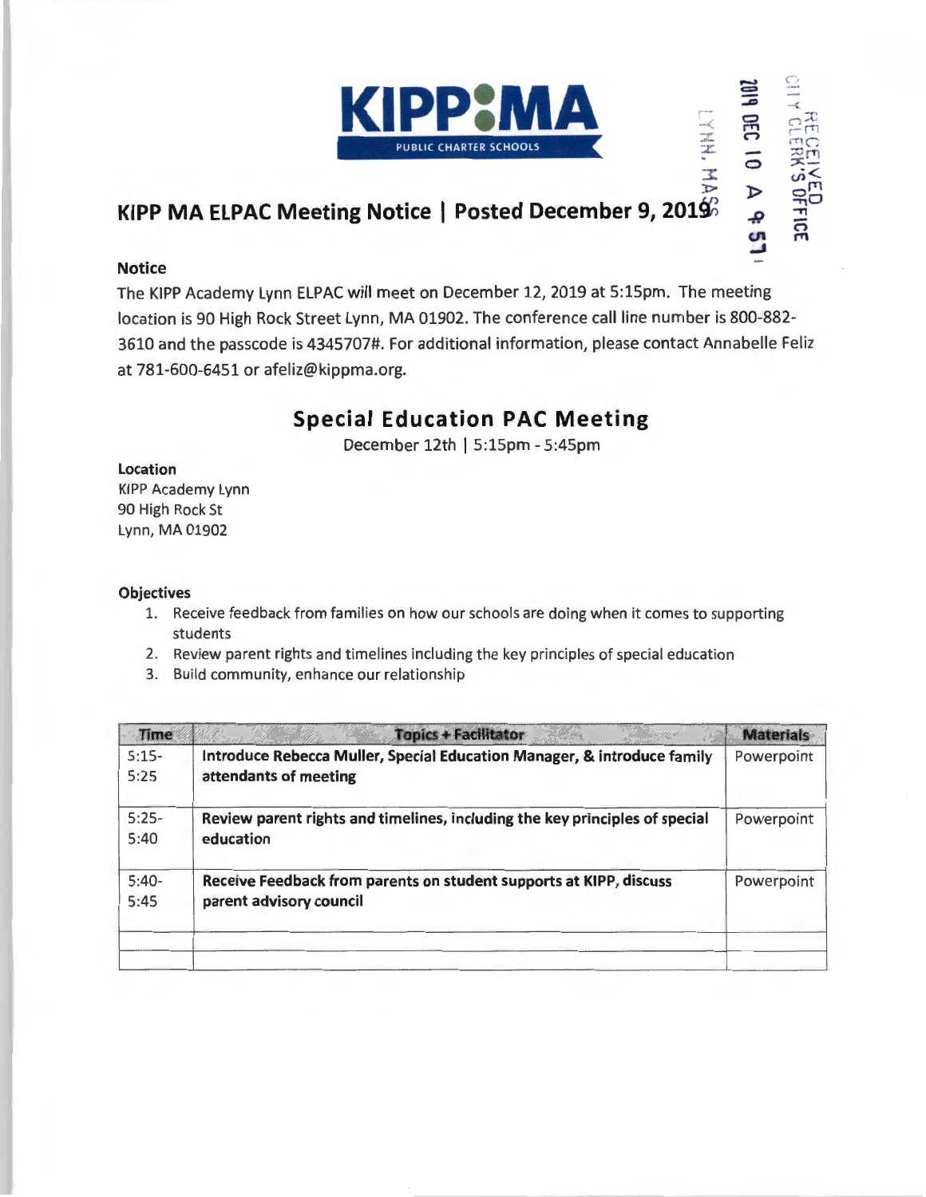KIPP MA PUBLIC CHARTER SCHOOLS

RECEIVED CITY CLERK'S OFFICE LYNN, MASS. 2019 DEC 10 A 9:51

# KIPP MA ELPAC Meeting Notice | Posted December 9, 2019

**Notice**

The KIPP Academy Lynn ELPAC will meet on December 12, 2019 at 5:15pm. The meeting location is 90 High Rock Street Lynn, MA 01902. The conference call line number is 800-882-3610 and the passcode is 4345707#. For additional information, please contact Annabelle Feliz at 781-600-6451 or afeliz@kippma.org.

## Special Education PAC Meeting

December 12th | 5:15pm - 5:45pm

**Location**
KIPP Academy Lynn
90 High Rock St
Lynn, MA 01902

**Objectives**

1. Receive feedback from families on how our schools are doing when it comes to supporting students
2. Review parent rights and timelines including the key principles of special education
3. Build community, enhance our relationship

| Time | Topics + Facilitator | Materials |
|---|---|---|
| 5:15-5:25 | **Introduce Rebecca Muller, Special Education Manager, & introduce family attendants of meeting** | Powerpoint |
| 5:25-5:40 | **Review parent rights and timelines, including the key principles of special education** | Powerpoint |
| 5:40-5:45 | **Receive Feedback from parents on student supports at KIPP, discuss parent advisory council** | Powerpoint |
| | | |
| | | |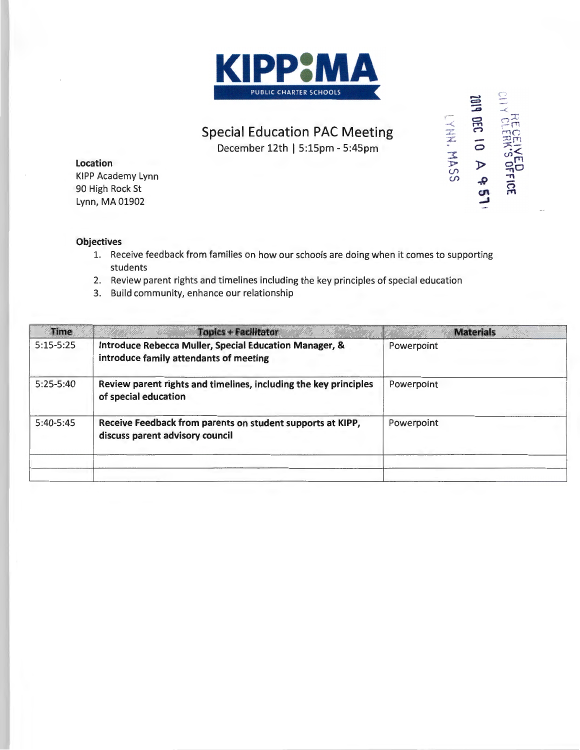KIPP:MA

PUBLIC CHARTER SCHOOLS

RECEIVED
CITY CLERK'S OFFICE
2019 DEC 10 A 9 51
LYNN, MASS

# Special Education PAC Meeting

December 12th | 5:15pm - 5:45pm

**Location**
KIPP Academy Lynn
90 High Rock St
Lynn, MA 01902

**Objectives**

1. Receive feedback from families on how our schools are doing when it comes to supporting students
2. Review parent rights and timelines including the key principles of special education
3. Build community, enhance our relationship

| Time | Topics + Facilitator | Materials |
|---|---|---|
| 5:15-5:25 | **Introduce Rebecca Muller, Special Education Manager, & introduce family attendants of meeting** | Powerpoint |
| 5:25-5:40 | **Review parent rights and timelines, including the key principles of special education** | Powerpoint |
| 5:40-5:45 | **Receive Feedback from parents on student supports at KIPP, discuss parent advisory council** | Powerpoint |
| | | |
| | | |